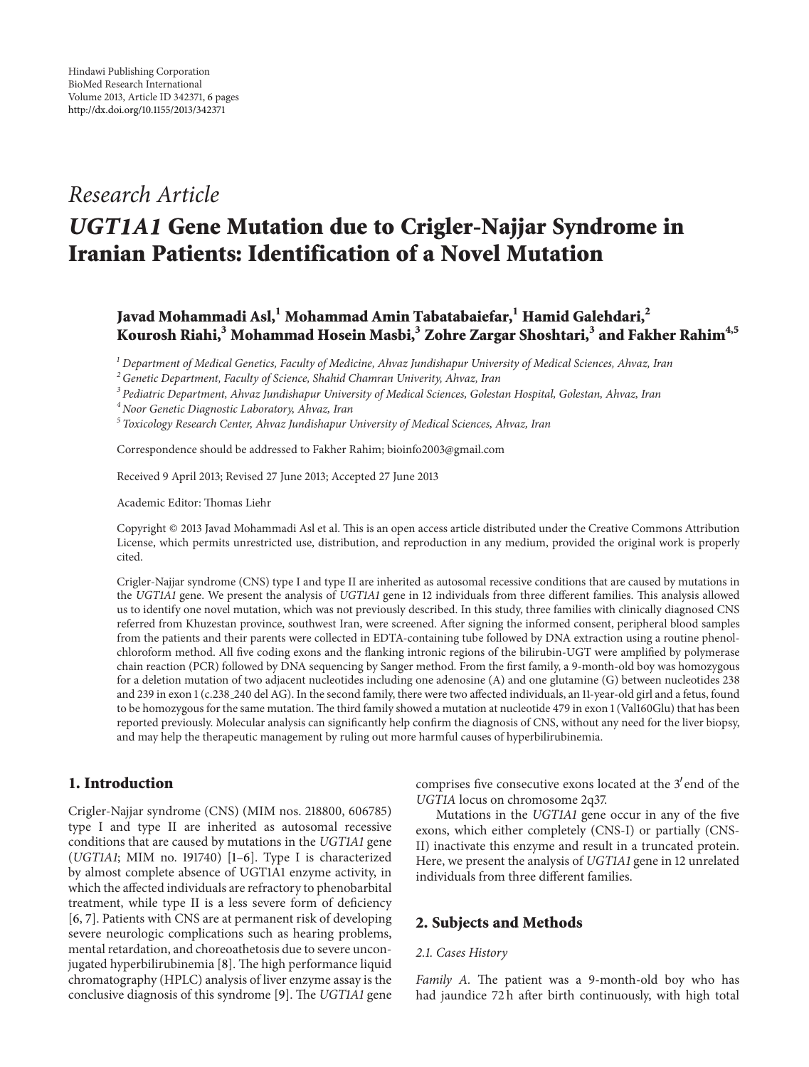Hindawi Publishing Corporation
BioMed Research International
Volume 2013, Article ID 342371, 6 pages
http://dx.doi.org/10.1155/2013/342371

*Research Article*

# *UGT1A1* Gene Mutation due to Crigler-Najjar Syndrome in Iranian Patients: Identification of a Novel Mutation

**Javad Mohammadi Asl,[1] Mohammad Amin Tabatabaiefar,[1] Hamid Galehdari,[2] Kourosh Riahi,[3] Mohammad Hosein Masbi,[3] Zohre Zargar Shoshtari,[3] and Fakher Rahim[4,5]**

[1] *Department of Medical Genetics, Faculty of Medicine, Ahvaz Jundishapur University of Medical Sciences, Ahvaz, Iran*
[2] *Genetic Department, Faculty of Science, Shahid Chamran Univerity, Ahvaz, Iran*
[3] *Pediatric Department, Ahvaz Jundishapur University of Medical Sciences, Golestan Hospital, Golestan, Ahvaz, Iran*
[4] *Noor Genetic Diagnostic Laboratory, Ahvaz, Iran*
[5] *Toxicology Research Center, Ahvaz Jundishapur University of Medical Sciences, Ahvaz, Iran*

Correspondence should be addressed to Fakher Rahim; bioinfo2003@gmail.com

Received 9 April 2013; Revised 27 June 2013; Accepted 27 June 2013

Academic Editor: Thomas Liehr

Copyright © 2013 Javad Mohammadi Asl et al. This is an open access article distributed under the Creative Commons Attribution License, which permits unrestricted use, distribution, and reproduction in any medium, provided the original work is properly cited.

Crigler-Najjar syndrome (CNS) type I and type II are inherited as autosomal recessive conditions that are caused by mutations in the *UGT1A1* gene. We present the analysis of *UGT1A1* gene in 12 individuals from three different families. This analysis allowed us to identify one novel mutation, which was not previously described. In this study, three families with clinically diagnosed CNS referred from Khuzestan province, southwest Iran, were screened. After signing the informed consent, peripheral blood samples from the patients and their parents were collected in EDTA-containing tube followed by DNA extraction using a routine phenol-chloroform method. All five coding exons and the flanking intronic regions of the bilirubin-UGT were amplified by polymerase chain reaction (PCR) followed by DNA sequencing by Sanger method. From the first family, a 9-month-old boy was homozygous for a deletion mutation of two adjacent nucleotides including one adenosine (A) and one glutamine (G) between nucleotides 238 and 239 in exon 1 (c.238_240 del AG). In the second family, there were two affected individuals, an 11-year-old girl and a fetus, found to be homozygous for the same mutation. The third family showed a mutation at nucleotide 479 in exon 1 (Val160Glu) that has been reported previously. Molecular analysis can significantly help confirm the diagnosis of CNS, without any need for the liver biopsy, and may help the therapeutic management by ruling out more harmful causes of hyperbilirubinemia.

## 1. Introduction

Crigler-Najjar syndrome (CNS) (MIM nos. 218800, 606785) type I and type II are inherited as autosomal recessive conditions that are caused by mutations in the *UGT1A1* gene (*UGT1A1*; MIM no. 191740) [1–6]. Type I is characterized by almost complete absence of UGT1A1 enzyme activity, in which the affected individuals are refractory to phenobarbital treatment, while type II is a less severe form of deficiency [6, 7]. Patients with CNS are at permanent risk of developing severe neurologic complications such as hearing problems, mental retardation, and choreoathetosis due to severe unconjugated hyperbilirubinemia [8]. The high performance liquid chromatography (HPLC) analysis of liver enzyme assay is the conclusive diagnosis of this syndrome [9]. The *UGT1A1* gene comprises five consecutive exons located at the 3′end of the *UGT1A* locus on chromosome 2q37.

Mutations in the *UGT1A1* gene occur in any of the five exons, which either completely (CNS-I) or partially (CNS-II) inactivate this enzyme and result in a truncated protein. Here, we present the analysis of *UGT1A1* gene in 12 unrelated individuals from three different families.

## 2. Subjects and Methods

### 2.1. Cases History

*Family A.* The patient was a 9-month-old boy who has had jaundice 72 h after birth continuously, with high total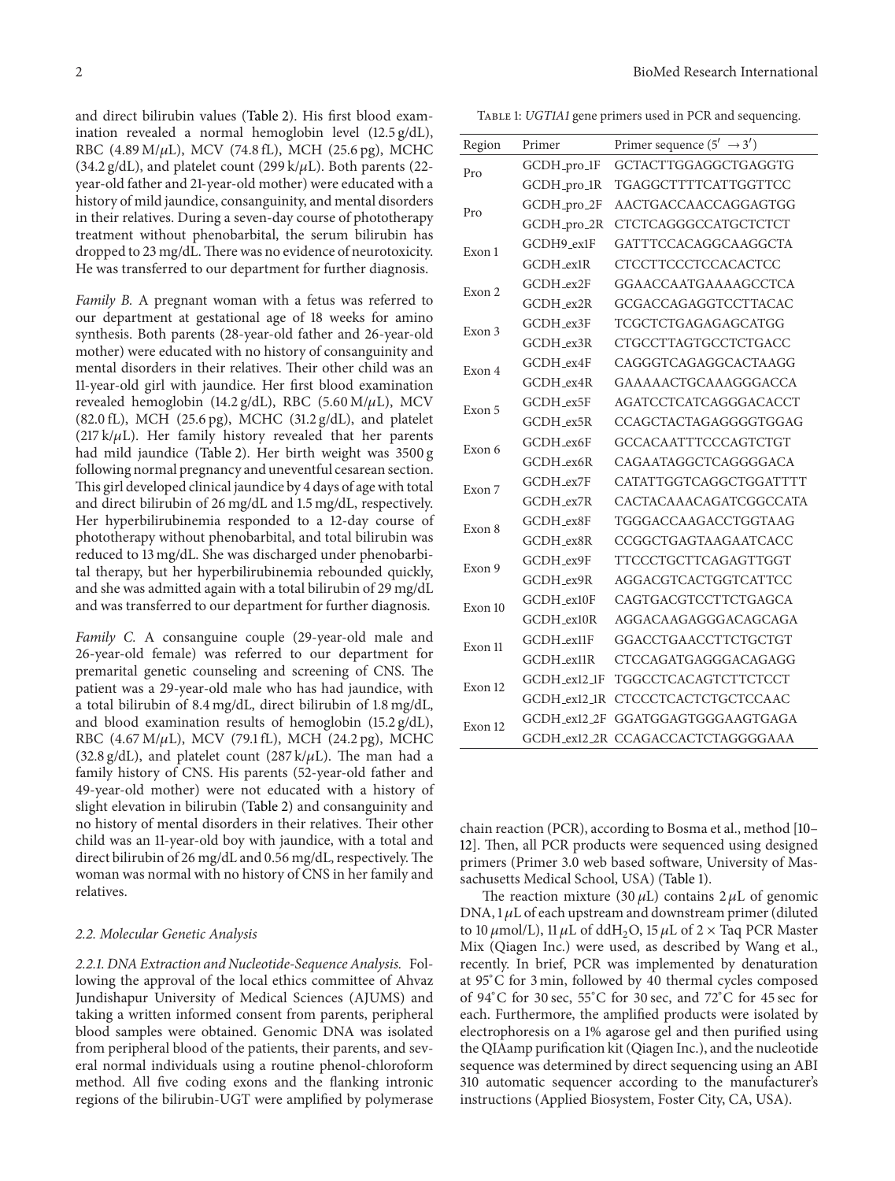and direct bilirubin values (Table 2). His first blood examination revealed a normal hemoglobin level (12.5 g/dL), RBC (4.89 M/$\mu$L), MCV (74.8 fL), MCH (25.6 pg), MCHC (34.2 g/dL), and platelet count (299 k/$\mu$L). Both parents (22-year-old father and 21-year-old mother) were educated with a history of mild jaundice, consanguinity, and mental disorders in their relatives. During a seven-day course of phototherapy treatment without phenobarbital, the serum bilirubin has dropped to 23 mg/dL. There was no evidence of neurotoxicity. He was transferred to our department for further diagnosis.

*Family B.* A pregnant woman with a fetus was referred to our department at gestational age of 18 weeks for amino synthesis. Both parents (28-year-old father and 26-year-old mother) were educated with no history of consanguinity and mental disorders in their relatives. Their other child was an 11-year-old girl with jaundice. Her first blood examination revealed hemoglobin (14.2 g/dL), RBC (5.60 M/$\mu$L), MCV (82.0 fL), MCH (25.6 pg), MCHC (31.2 g/dL), and platelet (217 k/$\mu$L). Her family history revealed that her parents had mild jaundice (Table 2). Her birth weight was 3500 g following normal pregnancy and uneventful cesarean section. This girl developed clinical jaundice by 4 days of age with total and direct bilirubin of 26 mg/dL and 1.5 mg/dL, respectively. Her hyperbilirubinemia responded to a 12-day course of phototherapy without phenobarbital, and total bilirubin was reduced to 13 mg/dL. She was discharged under phenobarbital therapy, but her hyperbilirubinemia rebounded quickly, and she was admitted again with a total bilirubin of 29 mg/dL and was transferred to our department for further diagnosis.

*Family C.* A consanguine couple (29-year-old male and 26-year-old female) was referred to our department for premarital genetic counseling and screening of CNS. The patient was a 29-year-old male who has had jaundice, with a total bilirubin of 8.4 mg/dL, direct bilirubin of 1.8 mg/dL, and blood examination results of hemoglobin (15.2 g/dL), RBC (4.67 M/$\mu$L), MCV (79.1 fL), MCH (24.2 pg), MCHC (32.8 g/dL), and platelet count (287 k/$\mu$L). The man had a family history of CNS. His parents (52-year-old father and 49-year-old mother) were not educated with a history of slight elevation in bilirubin (Table 2) and consanguinity and no history of mental disorders in their relatives. Their other child was an 11-year-old boy with jaundice, with a total and direct bilirubin of 26 mg/dL and 0.56 mg/dL, respectively. The woman was normal with no history of CNS in her family and relatives.

### 2.2. Molecular Genetic Analysis

*2.2.1. DNA Extraction and Nucleotide-Sequence Analysis.* Following the approval of the local ethics committee of Ahvaz Jundishapur University of Medical Sciences (AJUMS) and taking a written informed consent from parents, peripheral blood samples were obtained. Genomic DNA was isolated from peripheral blood of the patients, their parents, and several normal individuals using a routine phenol-chloroform method. All five coding exons and the flanking intronic regions of the bilirubin-UGT were amplified by polymerase chain reaction (PCR), according to Bosma et al., method [10–12]. Then, all PCR products were sequenced using designed primers (Primer 3.0 web based software, University of Massachusetts Medical School, USA) (Table 1).

Table 1: *UGT1A1* gene primers used in PCR and sequencing.

| Region | Primer | Primer sequence (5′ → 3′) |
|---|---|---|
| Pro | GCDH_pro_1F | GCTACTTGGAGGCTGAGGTG |
| | GCDH_pro_1R | TGAGGCTTTTCATTGGTTCC |
| Pro | GCDH_pro_2F | AACTGACCAACCAGGAGTGG |
| | GCDH_pro_2R | CTCTCAGGGCCATGCTCTCT |
| Exon 1 | GCDH9_ex1F | GATTTCCACAGGCAAGGCTA |
| | GCDH_ex1R | CTCCTTCCCTCCACACTCC |
| Exon 2 | GCDH_ex2F | GGAACCAATGAAAAGCCTCA |
| | GCDH_ex2R | GCGACCAGAGGTCCTTACAC |
| Exon 3 | GCDH_ex3F | TCGCTCTGAGAGAGCATGG |
| | GCDH_ex3R | CTGCCTTAGTGCCTCTGACC |
| Exon 4 | GCDH_ex4F | CAGGGTCAGAGGCACTAAGG |
| | GCDH_ex4R | GAAAAACTGCAAAGGGACCA |
| Exon 5 | GCDH_ex5F | AGATCCTCATCAGGGACACCT |
| | GCDH_ex5R | CCAGCTACTAGAGGGGTGGAG |
| Exon 6 | GCDH_ex6F | GCCACAATTTCCCAGTCTGT |
| | GCDH_ex6R | CAGAATAGGCTCAGGGGACA |
| Exon 7 | GCDH_ex7F | CATATTGGTCAGGCTGGATTTT |
| | GCDH_ex7R | CACTACAAACAGATCGGCCATA |
| Exon 8 | GCDH_ex8F | TGGGACCAAGACCTGGTAAG |
| | GCDH_ex8R | CCGGCTGAGTAAGAATCACC |
| Exon 9 | GCDH_ex9F | TTCCCTGCTTCAGAGTTGGT |
| | GCDH_ex9R | AGGACGTCACTGGTCATTCC |
| Exon 10 | GCDH_ex10F | CAGTGACGTCCTTCTGAGCA |
| | GCDH_ex10R | AGGACAAGAGGGACAGCAGA |
| Exon 11 | GCDH_ex11F | GGACCTGAACCTTCTGCTGT |
| | GCDH_ex11R | CTCCAGATGAGGGACAGAGG |
| Exon 12 | GCDH_ex12_1F | TGGCCTCACAGTCTTCTCCT |
| | GCDH_ex12_1R | CTCCCTCACTCTGCTCCAAC |
| Exon 12 | GCDH_ex12_2F | GGATGGAGTGGGAAGTGAGA |
| | GCDH_ex12_2R | CCAGACCACTCTAGGGGAAA |

The reaction mixture (30 $\mu$L) contains 2 $\mu$L of genomic DNA, 1 $\mu$L of each upstream and downstream primer (diluted to 10 $\mu$mol/L), 11 $\mu$L of $ddH_2O$, 15 $\mu$L of 2 × Taq PCR Master Mix (Qiagen Inc.) were used, as described by Wang et al., recently. In brief, PCR was implemented by denaturation at 95°C for 3 min, followed by 40 thermal cycles composed of 94°C for 30 sec, 55°C for 30 sec, and 72°C for 45 sec for each. Furthermore, the amplified products were isolated by electrophoresis on a 1% agarose gel and then purified using the QIAamp purification kit (Qiagen Inc.), and the nucleotide sequence was determined by direct sequencing using an ABI 310 automatic sequencer according to the manufacturer's instructions (Applied Biosystem, Foster City, CA, USA).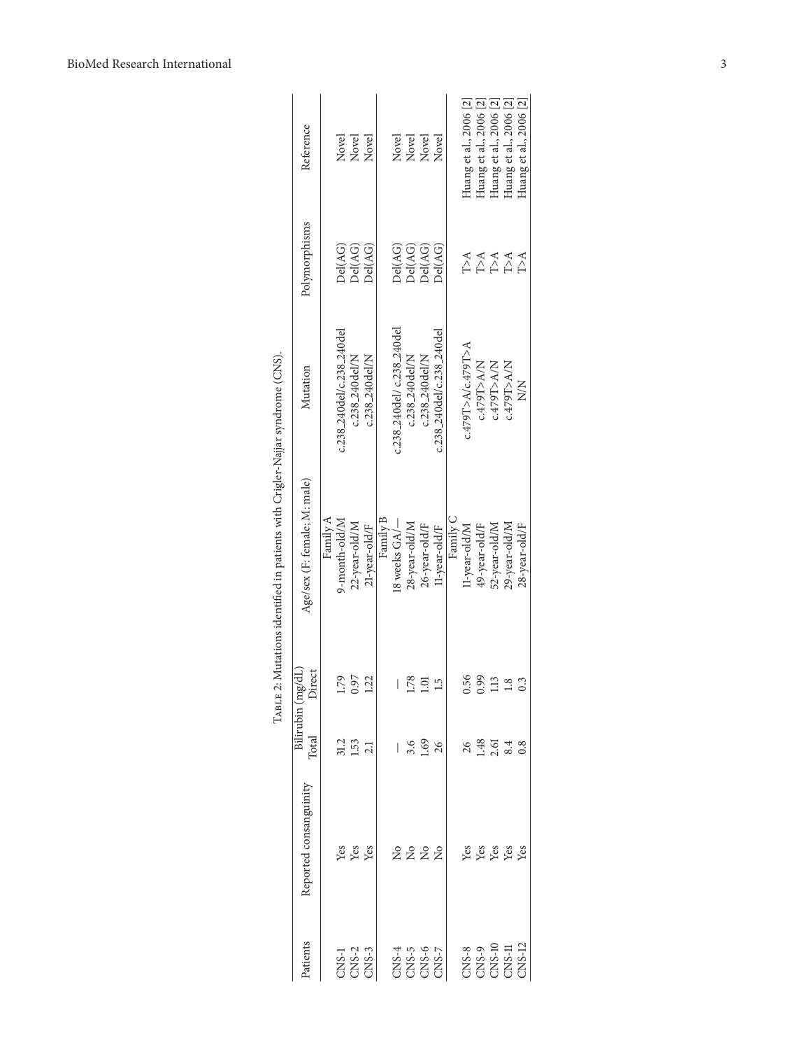Table 2: Mutations identified in patients with Crigler-Najjar syndrome (CNS).

| Patients | Reported consanguinity | Bilirubin (mg/dL) | | Age/sex (F: female, M: male) | Mutation | Polymorphisms | Reference |
|---|---|---|---|---|---|---|---|
| | | Total | Direct | | | | |
| | | | | Family A | | | |
| CNS-1 | Yes | 31.2 | 1.79 | 9-month-old/M | c.238_240del/c.238_240del | Del(AG) | Novel |
| CNS-2 | Yes | 1.53 | 0.97 | 22-year-old/M | c.238_240del/N | Del(AG) | Novel |
| CNS-3 | Yes | 2.1 | 1.22 | 21-year-old/F | c.238_240del/N | Del(AG) | Novel |
| | | | | Family B | | | |
| CNS-4 | No | — | — | 18 weeks GA/— | c.238_240del/ c.238_240del | Del(AG) | Novel |
| CNS-5 | No | 3.6 | 1.78 | 28-year-old/M | c.238_240del/N | Del(AG) | Novel |
| CNS-6 | No | 1.69 | 1.01 | 26-year-old/F | c.238_240del/N | Del(AG) | Novel |
| CNS-7 | No | 26 | 1.5 | 11-year-old/F | c.238_240del/c.238_240del | Del(AG) | Novel |
| | | | | Family C | | | |
| CNS-8 | Yes | 26 | 0.56 | 11-year-old/M | c.479T>A/c.479T>A | T>A | Huang et al., 2006 [2] |
| CNS-9 | Yes | 1.48 | 0.99 | 49-year-old/F | c.479T>A/N | T>A | Huang et al., 2006 [2] |
| CNS-10 | Yes | 2.61 | 1.13 | 52-year-old/M | c.479T>A/N | T>A | Huang et al., 2006 [2] |
| CNS-11 | Yes | 8.4 | 1.8 | 29-year-old/M | c.479T>A/N | T>A | Huang et al., 2006 [2] |
| CNS-12 | Yes | 0.8 | 0.3 | 28-year-old/F | N/N | T>A | Huang et al., 2006 [2] |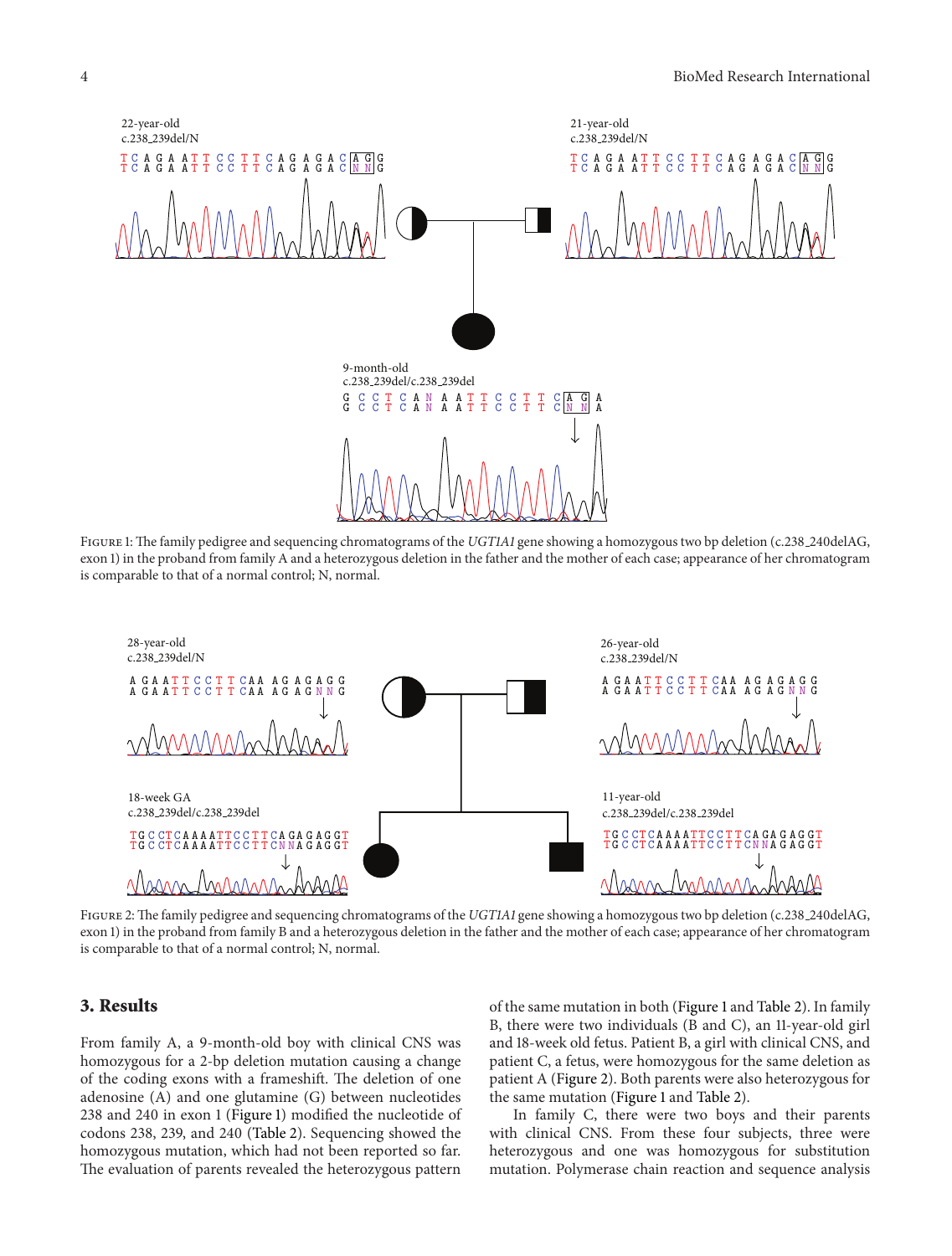22-year-old
c.238_239del/N

21-year-old
c.238_239del/N

9-month-old
c.238_239del/c.238_239del

Figure 1: The family pedigree and sequencing chromatograms of the *UGT1A1* gene showing a homozygous two bp deletion (c.238_240delAG, exon 1) in the proband from family A and a heterozygous deletion in the father and the mother of each case; appearance of her chromatogram is comparable to that of a normal control; N, normal.

28-year-old
c.238_239del/N

26-year-old
c.238_239del/N

18-week GA
c.238_239del/c.238_239del

11-year-old
c.238_239del/c.238_239del

Figure 2: The family pedigree and sequencing chromatograms of the *UGT1A1* gene showing a homozygous two bp deletion (c.238_240delAG, exon 1) in the proband from family B and a heterozygous deletion in the father and the mother of each case; appearance of her chromatogram is comparable to that of a normal control; N, normal.

## 3. Results

From family A, a 9-month-old boy with clinical CNS was homozygous for a 2-bp deletion mutation causing a change of the coding exons with a frameshift. The deletion of one adenosine (A) and one glutamine (G) between nucleotides 238 and 240 in exon 1 (Figure 1) modified the nucleotide of codons 238, 239, and 240 (Table 2). Sequencing showed the homozygous mutation, which had not been reported so far. The evaluation of parents revealed the heterozygous pattern of the same mutation in both (Figure 1 and Table 2). In family B, there were two individuals (B and C), an 11-year-old girl and 18-week old fetus. Patient B, a girl with clinical CNS, and patient C, a fetus, were homozygous for the same deletion as patient A (Figure 2). Both parents were also heterozygous for the same mutation (Figure 1 and Table 2).

In family C, there were two boys and their parents with clinical CNS. From these four subjects, three were heterozygous and one was homozygous for substitution mutation. Polymerase chain reaction and sequence analysis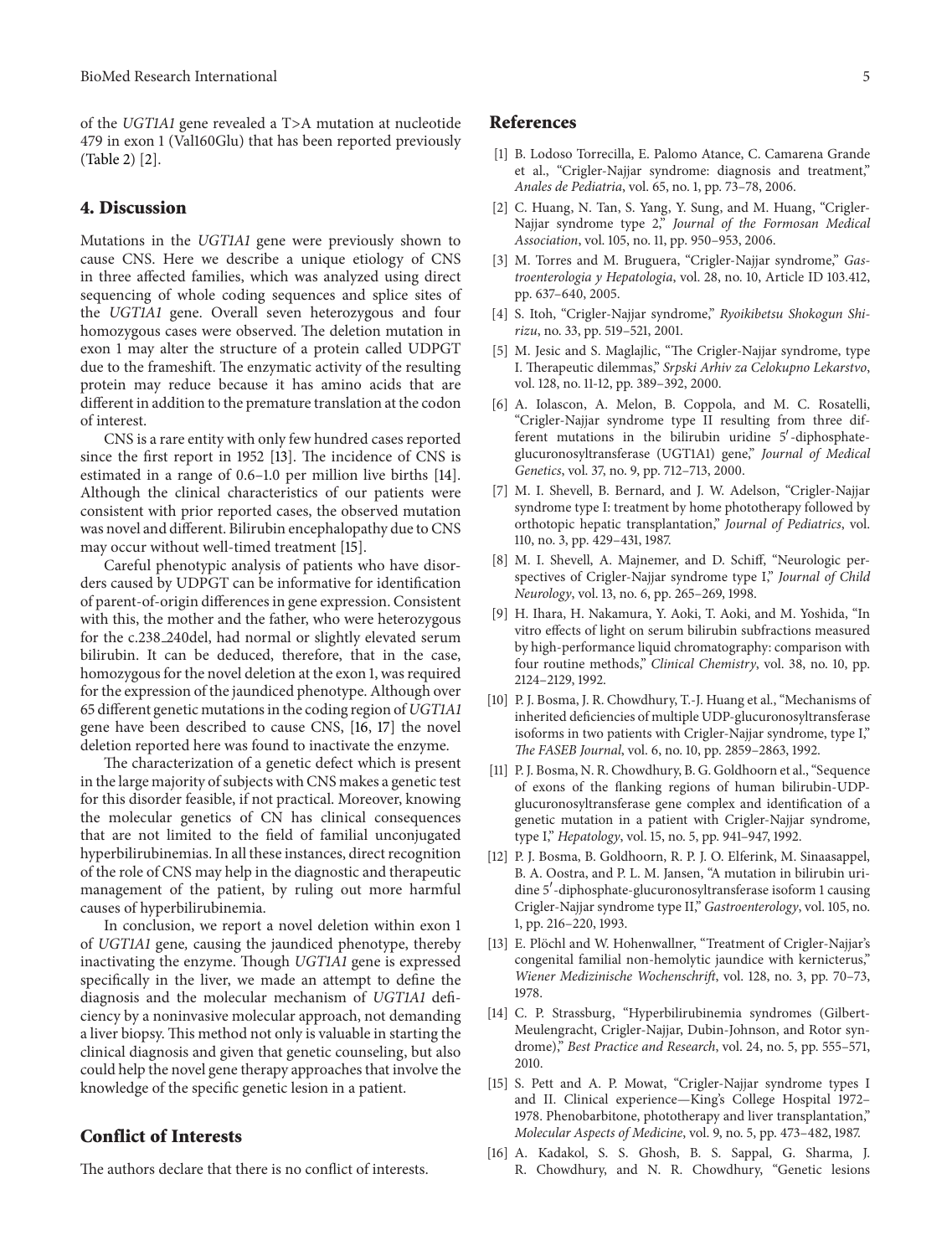of the *UGT1A1* gene revealed a T>A mutation at nucleotide 479 in exon 1 (Val160Glu) that has been reported previously (Table 2) [2].

## 4. Discussion

Mutations in the *UGT1A1* gene were previously shown to cause CNS. Here we describe a unique etiology of CNS in three affected families, which was analyzed using direct sequencing of whole coding sequences and splice sites of the *UGT1A1* gene. Overall seven heterozygous and four homozygous cases were observed. The deletion mutation in exon 1 may alter the structure of a protein called UDPGT due to the frameshift. The enzymatic activity of the resulting protein may reduce because it has amino acids that are different in addition to the premature translation at the codon of interest.

CNS is a rare entity with only few hundred cases reported since the first report in 1952 [13]. The incidence of CNS is estimated in a range of 0.6–1.0 per million live births [14]. Although the clinical characteristics of our patients were consistent with prior reported cases, the observed mutation was novel and different. Bilirubin encephalopathy due to CNS may occur without well-timed treatment [15].

Careful phenotypic analysis of patients who have disorders caused by UDPGT can be informative for identification of parent-of-origin differences in gene expression. Consistent with this, the mother and the father, who were heterozygous for the c.238_240del, had normal or slightly elevated serum bilirubin. It can be deduced, therefore, that in the case, homozygous for the novel deletion at the exon 1, was required for the expression of the jaundiced phenotype. Although over 65 different genetic mutations in the coding region of *UGT1A1* gene have been described to cause CNS, [16, 17] the novel deletion reported here was found to inactivate the enzyme.

The characterization of a genetic defect which is present in the large majority of subjects with CNS makes a genetic test for this disorder feasible, if not practical. Moreover, knowing the molecular genetics of CN has clinical consequences that are not limited to the field of familial unconjugated hyperbilirubinemias. In all these instances, direct recognition of the role of CNS may help in the diagnostic and therapeutic management of the patient, by ruling out more harmful causes of hyperbilirubinemia.

In conclusion, we report a novel deletion within exon 1 of *UGT1A1* gene, causing the jaundiced phenotype, thereby inactivating the enzyme. Though *UGT1A1* gene is expressed specifically in the liver, we made an attempt to define the diagnosis and the molecular mechanism of *UGT1A1* deficiency by a noninvasive molecular approach, not demanding a liver biopsy. This method not only is valuable in starting the clinical diagnosis and given that genetic counseling, but also could help the novel gene therapy approaches that involve the knowledge of the specific genetic lesion in a patient.

## Conflict of Interests

The authors declare that there is no conflict of interests.

## References

[1] B. Lodoso Torrecilla, E. Palomo Atance, C. Camarena Grande et al., "Crigler-Najjar syndrome: diagnosis and treatment," *Anales de Pediatria*, vol. 65, no. 1, pp. 73–78, 2006.

[2] C. Huang, N. Tan, S. Yang, Y. Sung, and M. Huang, "Crigler-Najjar syndrome type 2," *Journal of the Formosan Medical Association*, vol. 105, no. 11, pp. 950–953, 2006.

[3] M. Torres and M. Bruguera, "Crigler-Najjar syndrome," *Gastroenterologia y Hepatologia*, vol. 28, no. 10, Article ID 103.412, pp. 637–640, 2005.

[4] S. Itoh, "Crigler-Najjar syndrome," *Ryoikibetsu Shokogun Shirizu*, no. 33, pp. 519–521, 2001.

[5] M. Jesic and S. Maglajlic, "The Crigler-Najjar syndrome, type I. Therapeutic dilemmas," *Srpski Arhiv za Celokupno Lekarstvo*, vol. 128, no. 11-12, pp. 389–392, 2000.

[6] A. Iolascon, A. Melon, B. Coppola, and M. C. Rosatelli, "Crigler-Najjar syndrome type II resulting from three different mutations in the bilirubin uridine 5′-diphosphate-glucuronosyltransferase (UGT1A1) gene," *Journal of Medical Genetics*, vol. 37, no. 9, pp. 712–713, 2000.

[7] M. I. Shevell, B. Bernard, and J. W. Adelson, "Crigler-Najjar syndrome type I: treatment by home phototherapy followed by orthotopic hepatic transplantation," *Journal of Pediatrics*, vol. 110, no. 3, pp. 429–431, 1987.

[8] M. I. Shevell, A. Majnemer, and D. Schiff, "Neurologic perspectives of Crigler-Najjar syndrome type I," *Journal of Child Neurology*, vol. 13, no. 6, pp. 265–269, 1998.

[9] H. Ihara, H. Nakamura, Y. Aoki, T. Aoki, and M. Yoshida, "In vitro effects of light on serum bilirubin subfractions measured by high-performance liquid chromatography: comparison with four routine methods," *Clinical Chemistry*, vol. 38, no. 10, pp. 2124–2129, 1992.

[10] P. J. Bosma, J. R. Chowdhury, T.-J. Huang et al., "Mechanisms of inherited deficiencies of multiple UDP-glucuronosyltransferase isoforms in two patients with Crigler-Najjar syndrome, type I," *The FASEB Journal*, vol. 6, no. 10, pp. 2859–2863, 1992.

[11] P. J. Bosma, N. R. Chowdhury, B. G. Goldhoorn et al., "Sequence of exons of the flanking regions of human bilirubin-UDP-glucuronosyltransferase gene complex and identification of a genetic mutation in a patient with Crigler-Najjar syndrome, type I," *Hepatology*, vol. 15, no. 5, pp. 941–947, 1992.

[12] P. J. Bosma, B. Goldhoorn, R. P. J. O. Elferink, M. Sinaasappel, B. A. Oostra, and P. L. M. Jansen, "A mutation in bilirubin uridine 5′-diphosphate-glucuronosyltransferase isoform 1 causing Crigler-Najjar syndrome type II," *Gastroenterology*, vol. 105, no. 1, pp. 216–220, 1993.

[13] E. Plöchl and W. Hohenwallner, "Treatment of Crigler-Najjar's congenital familial non-hemolytic jaundice with kernicterus," *Wiener Medizinische Wochenschrift*, vol. 128, no. 3, pp. 70–73, 1978.

[14] C. P. Strassburg, "Hyperbilirubinemia syndromes (Gilbert-Meulengracht, Crigler-Najjar, Dubin-Johnson, and Rotor syndrome)," *Best Practice and Research*, vol. 24, no. 5, pp. 555–571, 2010.

[15] S. Pett and A. P. Mowat, "Crigler-Najjar syndrome types I and II. Clinical experience—King's College Hospital 1972–1978. Phenobarbitone, phototherapy and liver transplantation," *Molecular Aspects of Medicine*, vol. 9, no. 5, pp. 473–482, 1987.

[16] A. Kadakol, S. S. Ghosh, B. S. Sappal, G. Sharma, J. R. Chowdhury, and N. R. Chowdhury, "Genetic lesions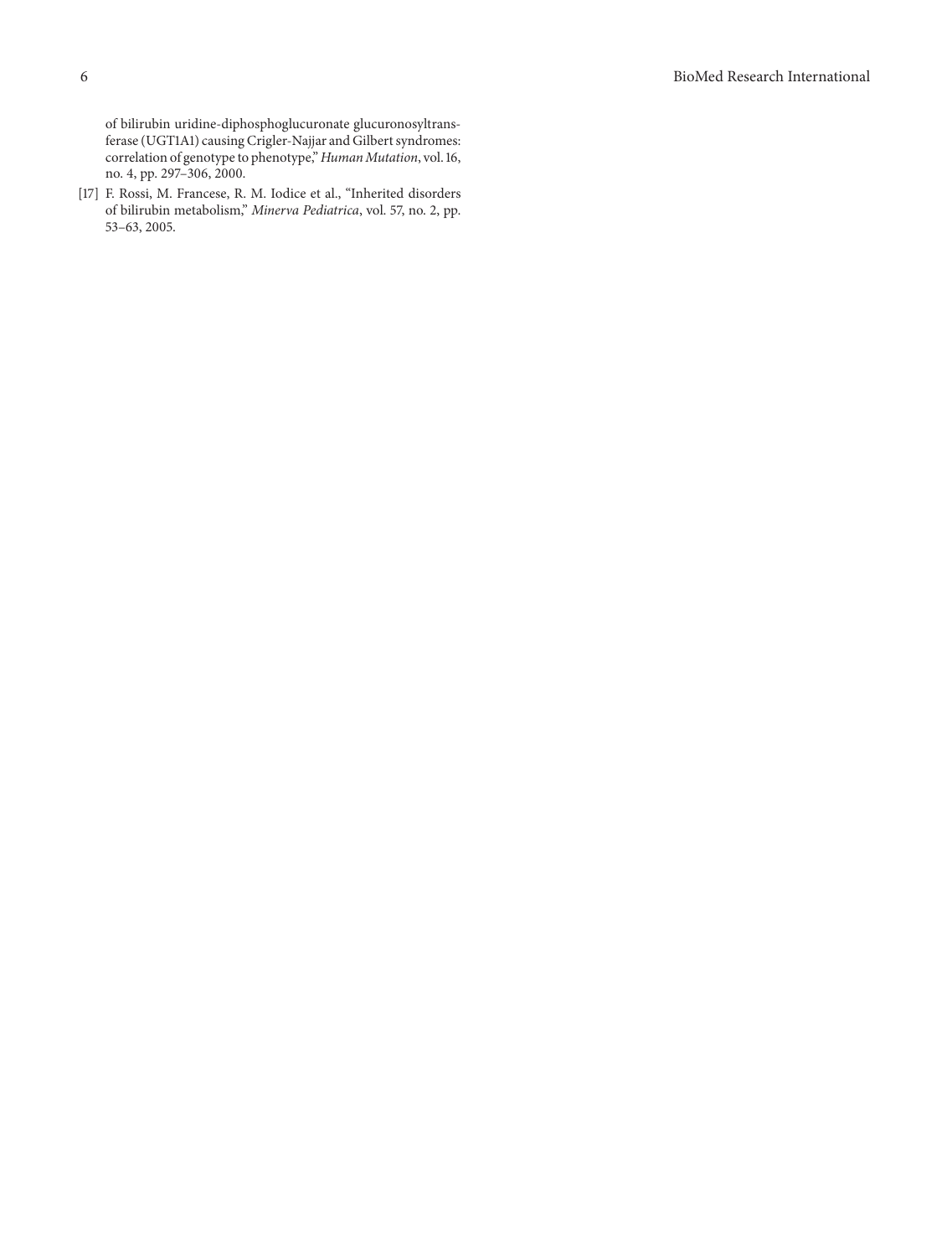of bilirubin uridine-diphosphoglucuronate glucuronosyltransferase (UGT1A1) causing Crigler-Najjar and Gilbert syndromes: correlation of genotype to phenotype," *Human Mutation*, vol. 16, no. 4, pp. 297–306, 2000.

[17] F. Rossi, M. Francese, R. M. Iodice et al., "Inherited disorders of bilirubin metabolism," *Minerva Pediatrica*, vol. 57, no. 2, pp. 53–63, 2005.